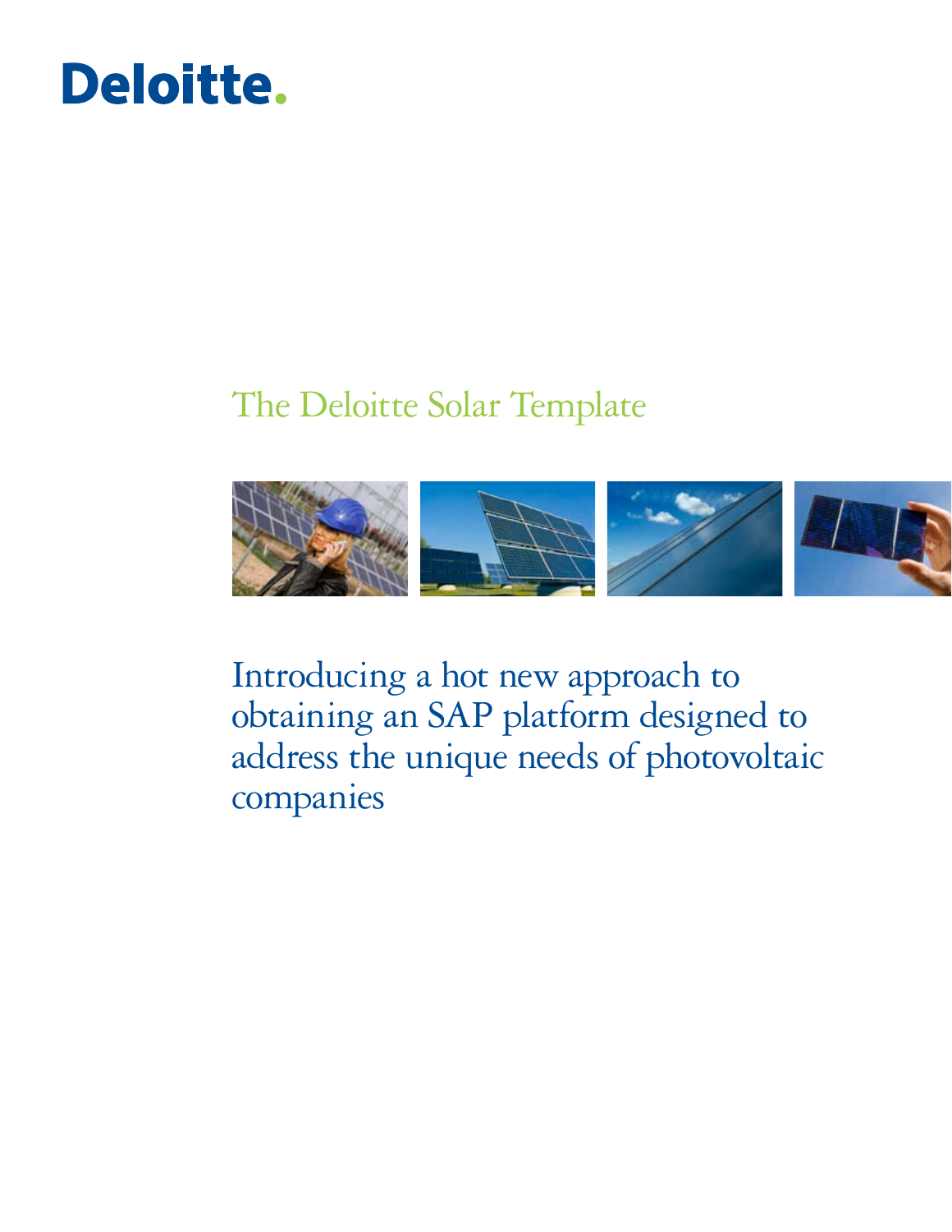Deloitte.

# The Deloitte Solar Template

## Introducing a hot new approach to obtaining an SAP platform designed to address the unique needs of photovoltaic companies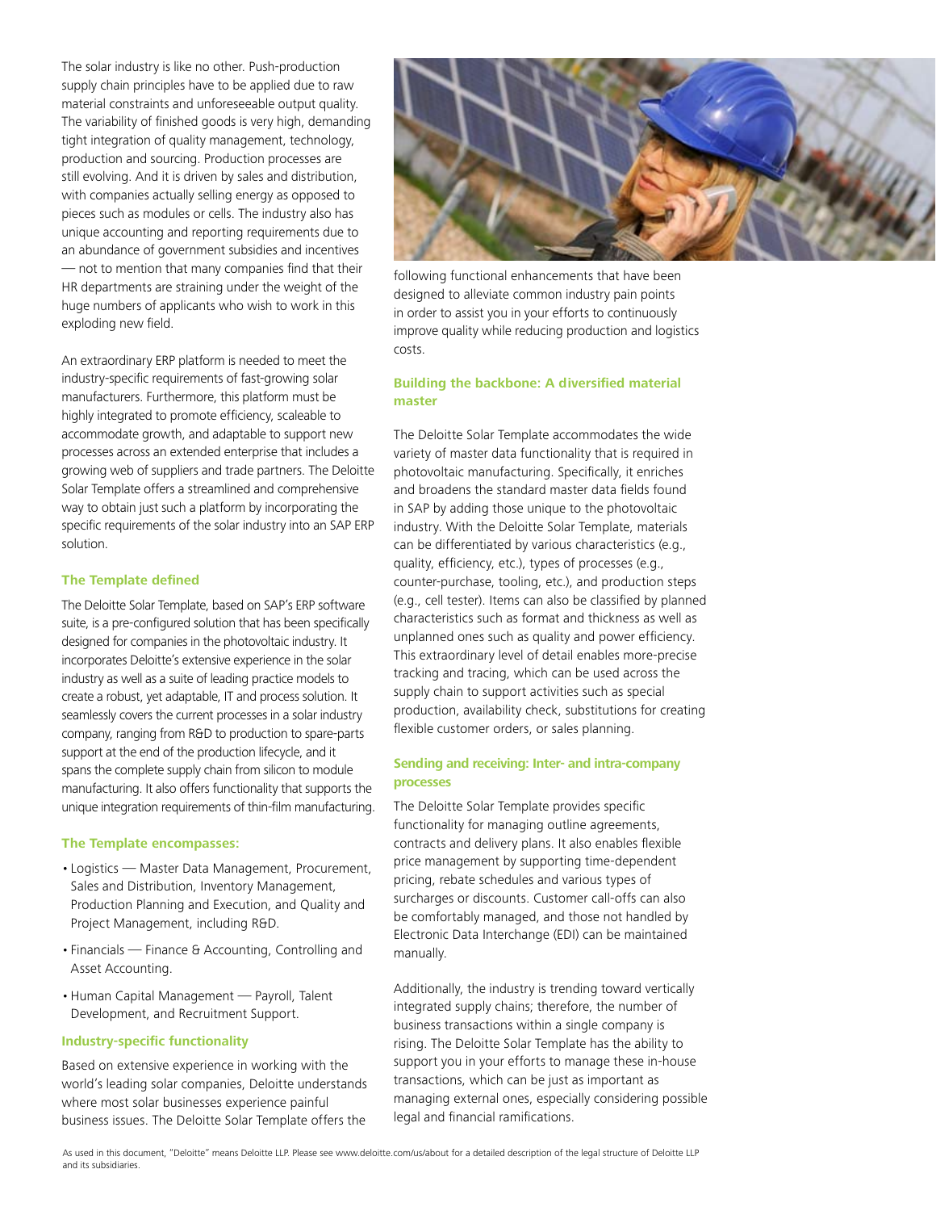The solar industry is like no other. Push-production supply chain principles have to be applied due to raw material constraints and unforeseeable output quality. The variability of finished goods is very high, demanding tight integration of quality management, technology, production and sourcing. Production processes are still evolving. And it is driven by sales and distribution, with companies actually selling energy as opposed to pieces such as modules or cells. The industry also has unique accounting and reporting requirements due to an abundance of government subsidies and incentives — not to mention that many companies find that their HR departments are straining under the weight of the huge numbers of applicants who wish to work in this exploding new field.

An extraordinary ERP platform is needed to meet the industry-specific requirements of fast-growing solar manufacturers. Furthermore, this platform must be highly integrated to promote efficiency, scaleable to accommodate growth, and adaptable to support new processes across an extended enterprise that includes a growing web of suppliers and trade partners. The Deloitte Solar Template offers a streamlined and comprehensive way to obtain just such a platform by incorporating the specific requirements of the solar industry into an SAP ERP solution.

### The Template defined

The Deloitte Solar Template, based on SAP's ERP software suite, is a pre-configured solution that has been specifically designed for companies in the photovoltaic industry. It incorporates Deloitte's extensive experience in the solar industry as well as a suite of leading practice models to create a robust, yet adaptable, IT and process solution. It seamlessly covers the current processes in a solar industry company, ranging from R&D to production to spare-parts support at the end of the production lifecycle, and it spans the complete supply chain from silicon to module manufacturing. It also offers functionality that supports the unique integration requirements of thin-film manufacturing.

### The Template encompasses:

- Logistics — Master Data Management, Procurement, Sales and Distribution, Inventory Management, Production Planning and Execution, and Quality and Project Management, including R&D.
- Financials — Finance & Accounting, Controlling and Asset Accounting.
- Human Capital Management — Payroll, Talent Development, and Recruitment Support.

### Industry-specific functionality

Based on extensive experience in working with the world's leading solar companies, Deloitte understands where most solar businesses experience painful business issues. The Deloitte Solar Template offers the following functional enhancements that have been designed to alleviate common industry pain points in order to assist you in your efforts to continuously improve quality while reducing production and logistics costs.

### Building the backbone: A diversified material master

The Deloitte Solar Template accommodates the wide variety of master data functionality that is required in photovoltaic manufacturing. Specifically, it enriches and broadens the standard master data fields found in SAP by adding those unique to the photovoltaic industry. With the Deloitte Solar Template, materials can be differentiated by various characteristics (e.g., quality, efficiency, etc.), types of processes (e.g., counter-purchase, tooling, etc.), and production steps (e.g., cell tester). Items can also be classified by planned characteristics such as format and thickness as well as unplanned ones such as quality and power efficiency. This extraordinary level of detail enables more-precise tracking and tracing, which can be used across the supply chain to support activities such as special production, availability check, substitutions for creating flexible customer orders, or sales planning.

### Sending and receiving: Inter- and intra-company processes

The Deloitte Solar Template provides specific functionality for managing outline agreements, contracts and delivery plans. It also enables flexible price management by supporting time-dependent pricing, rebate schedules and various types of surcharges or discounts. Customer call-offs can also be comfortably managed, and those not handled by Electronic Data Interchange (EDI) can be maintained manually.

Additionally, the industry is trending toward vertically integrated supply chains; therefore, the number of business transactions within a single company is rising. The Deloitte Solar Template has the ability to support you in your efforts to manage these in-house transactions, which can be just as important as managing external ones, especially considering possible legal and financial ramifications.

As used in this document, "Deloitte" means Deloitte LLP. Please see www.deloitte.com/us/about for a detailed description of the legal structure of Deloitte LLP and its subsidiaries.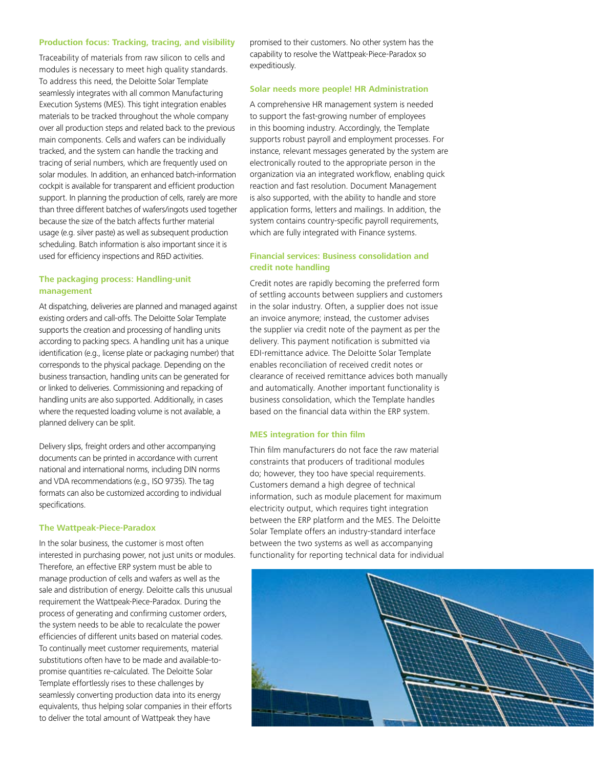### Production focus: Tracking, tracing, and visibility

Traceability of materials from raw silicon to cells and modules is necessary to meet high quality standards. To address this need, the Deloitte Solar Template seamlessly integrates with all common Manufacturing Execution Systems (MES). This tight integration enables materials to be tracked throughout the whole company over all production steps and related back to the previous main components. Cells and wafers can be individually tracked, and the system can handle the tracking and tracing of serial numbers, which are frequently used on solar modules. In addition, an enhanced batch-information cockpit is available for transparent and efficient production support. In planning the production of cells, rarely are more than three different batches of wafers/ingots used together because the size of the batch affects further material usage (e.g. silver paste) as well as subsequent production scheduling. Batch information is also important since it is used for efficiency inspections and R&D activities.

### The packaging process: Handling-unit management

At dispatching, deliveries are planned and managed against existing orders and call-offs. The Deloitte Solar Template supports the creation and processing of handling units according to packing specs. A handling unit has a unique identification (e.g., license plate or packaging number) that corresponds to the physical package. Depending on the business transaction, handling units can be generated for or linked to deliveries. Commissioning and repacking of handling units are also supported. Additionally, in cases where the requested loading volume is not available, a planned delivery can be split.

Delivery slips, freight orders and other accompanying documents can be printed in accordance with current national and international norms, including DIN norms and VDA recommendations (e.g., ISO 9735). The tag formats can also be customized according to individual specifications.

### The Wattpeak-Piece-Paradox

In the solar business, the customer is most often interested in purchasing power, not just units or modules. Therefore, an effective ERP system must be able to manage production of cells and wafers as well as the sale and distribution of energy. Deloitte calls this unusual requirement the Wattpeak-Piece-Paradox. During the process of generating and confirming customer orders, the system needs to be able to recalculate the power efficiencies of different units based on material codes. To continually meet customer requirements, material substitutions often have to be made and available-to-promise quantities re-calculated. The Deloitte Solar Template effortlessly rises to these challenges by seamlessly converting production data into its energy equivalents, thus helping solar companies in their efforts to deliver the total amount of Wattpeak they have promised to their customers. No other system has the capability to resolve the Wattpeak-Piece-Paradox so expeditiously.

### Solar needs more people! HR Administration

A comprehensive HR management system is needed to support the fast-growing number of employees in this booming industry. Accordingly, the Template supports robust payroll and employment processes. For instance, relevant messages generated by the system are electronically routed to the appropriate person in the organization via an integrated workflow, enabling quick reaction and fast resolution. Document Management is also supported, with the ability to handle and store application forms, letters and mailings. In addition, the system contains country-specific payroll requirements, which are fully integrated with Finance systems.

### Financial services: Business consolidation and credit note handling

Credit notes are rapidly becoming the preferred form of settling accounts between suppliers and customers in the solar industry. Often, a supplier does not issue an invoice anymore; instead, the customer advises the supplier via credit note of the payment as per the delivery. This payment notification is submitted via EDI-remittance advice. The Deloitte Solar Template enables reconciliation of received credit notes or clearance of received remittance advices both manually and automatically. Another important functionality is business consolidation, which the Template handles based on the financial data within the ERP system.

### MES integration for thin film

Thin film manufacturers do not face the raw material constraints that producers of traditional modules do; however, they too have special requirements. Customers demand a high degree of technical information, such as module placement for maximum electricity output, which requires tight integration between the ERP platform and the MES. The Deloitte Solar Template offers an industry-standard interface between the two systems as well as accompanying functionality for reporting technical data for individual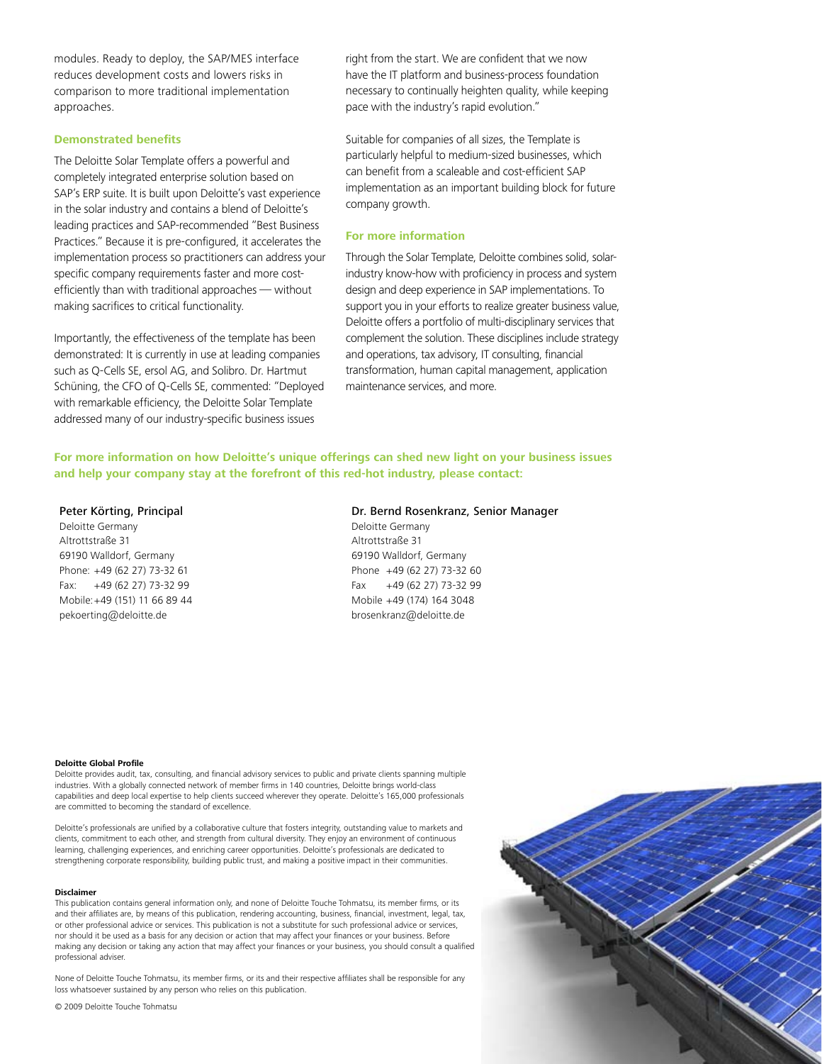modules. Ready to deploy, the SAP/MES interface reduces development costs and lowers risks in comparison to more traditional implementation approaches.

### Demonstrated benefits

The Deloitte Solar Template offers a powerful and completely integrated enterprise solution based on SAP's ERP suite. It is built upon Deloitte's vast experience in the solar industry and contains a blend of Deloitte's leading practices and SAP-recommended "Best Business Practices." Because it is pre-configured, it accelerates the implementation process so practitioners can address your specific company requirements faster and more cost-efficiently than with traditional approaches — without making sacrifices to critical functionality.

Importantly, the effectiveness of the template has been demonstrated: It is currently in use at leading companies such as Q-Cells SE, ersol AG, and Solibro. Dr. Hartmut Schüning, the CFO of Q-Cells SE, commented: "Deployed with remarkable efficiency, the Deloitte Solar Template addressed many of our industry-specific business issues right from the start. We are confident that we now have the IT platform and business-process foundation necessary to continually heighten quality, while keeping pace with the industry's rapid evolution."

Suitable for companies of all sizes, the Template is particularly helpful to medium-sized businesses, which can benefit from a scaleable and cost-efficient SAP implementation as an important building block for future company growth.

### For more information

Through the Solar Template, Deloitte combines solid, solar-industry know-how with proficiency in process and system design and deep experience in SAP implementations. To support you in your efforts to realize greater business value, Deloitte offers a portfolio of multi-disciplinary services that complement the solution. These disciplines include strategy and operations, tax advisory, IT consulting, financial transformation, human capital management, application maintenance services, and more.

**For more information on how Deloitte's unique offerings can shed new light on your business issues and help your company stay at the forefront of this red-hot industry, please contact:**

**Peter Körting, Principal**
Deloitte Germany
Altrottstraße 31
69190 Walldorf, Germany
Phone: +49 (62 27) 73-32 61
Fax: +49 (62 27) 73-32 99
Mobile: +49 (151) 11 66 89 44
pekoerting@deloitte.de

**Dr. Bernd Rosenkranz, Senior Manager**
Deloitte Germany
Altrottstraße 31
69190 Walldorf, Germany
Phone +49 (62 27) 73-32 60
Fax +49 (62 27) 73-32 99
Mobile +49 (174) 164 3048
brosenkranz@deloitte.de

**Deloitte Global Profile**
Deloitte provides audit, tax, consulting, and financial advisory services to public and private clients spanning multiple industries. With a globally connected network of member firms in 140 countries, Deloitte brings world-class capabilities and deep local expertise to help clients succeed wherever they operate. Deloitte's 165,000 professionals are committed to becoming the standard of excellence.

Deloitte's professionals are unified by a collaborative culture that fosters integrity, outstanding value to markets and clients, commitment to each other, and strength from cultural diversity. They enjoy an environment of continuous learning, challenging experiences, and enriching career opportunities. Deloitte's professionals are dedicated to strengthening corporate responsibility, building public trust, and making a positive impact in their communities.

**Disclaimer**
This publication contains general information only, and none of Deloitte Touche Tohmatsu, its member firms, or its and their affiliates are, by means of this publication, rendering accounting, business, financial, investment, legal, tax, or other professional advice or services. This publication is not a substitute for such professional advice or services, nor should it be used as a basis for any decision or action that may affect your finances or your business. Before making any decision or taking any action that may affect your finances or your business, you should consult a qualified professional adviser.

None of Deloitte Touche Tohmatsu, its member firms, or its and their respective affiliates shall be responsible for any loss whatsoever sustained by any person who relies on this publication.

© 2009 Deloitte Touche Tohmatsu